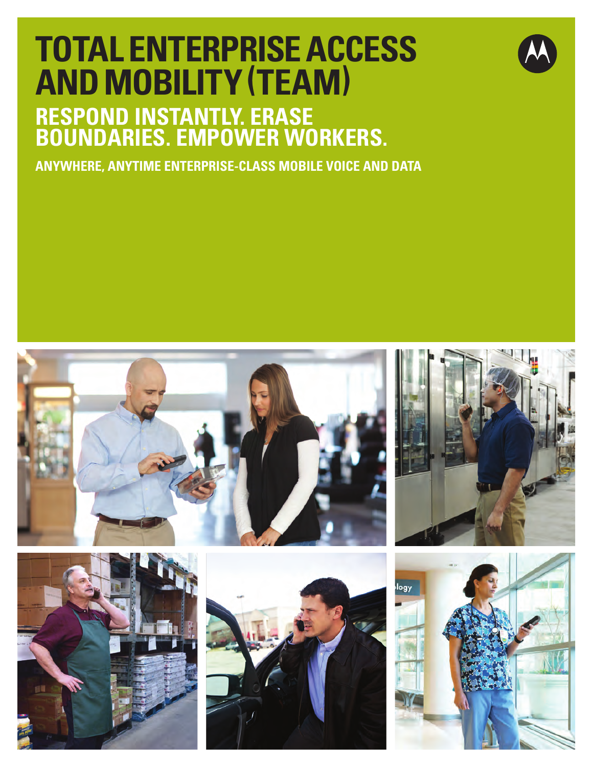# TOTAL ENTERPRISE ACCESS AND MOBILITY (TEAM)

## RESPOND INSTANTLY. ERASE BOUNDARIES. EMPOWER WORKERS.

### ANYWHERE, ANYTIME ENTERPRISE-CLASS MOBILE VOICE AND DATA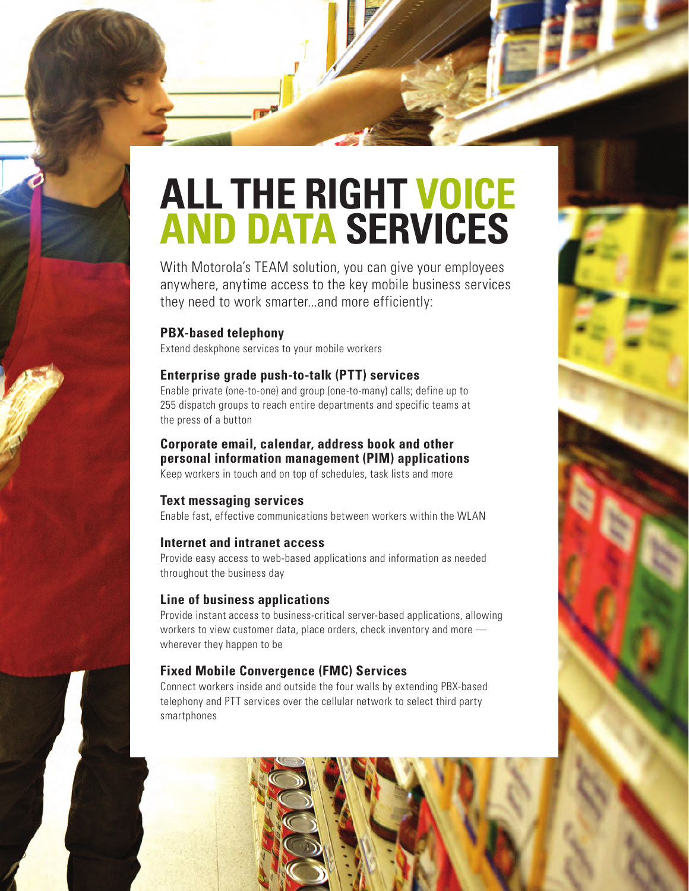# ALL THE RIGHT VOICE AND DATA SERVICES

With Motorola's TEAM solution, you can give your employees anywhere, anytime access to the key mobile business services they need to work smarter...and more efficiently:

**PBX-based telephony**
Extend deskphone services to your mobile workers

**Enterprise grade push-to-talk (PTT) services**
Enable private (one-to-one) and group (one-to-many) calls; define up to 255 dispatch groups to reach entire departments and specific teams at the press of a button

**Corporate email, calendar, address book and other personal information management (PIM) applications**
Keep workers in touch and on top of schedules, task lists and more

**Text messaging services**
Enable fast, effective communications between workers within the WLAN

**Internet and intranet access**
Provide easy access to web-based applications and information as needed throughout the business day

**Line of business applications**
Provide instant access to business-critical server-based applications, allowing workers to view customer data, place orders, check inventory and more — wherever they happen to be

**Fixed Mobile Convergence (FMC) Services**
Connect workers inside and outside the four walls by extending PBX-based telephony and PTT services over the cellular network to select third party smartphones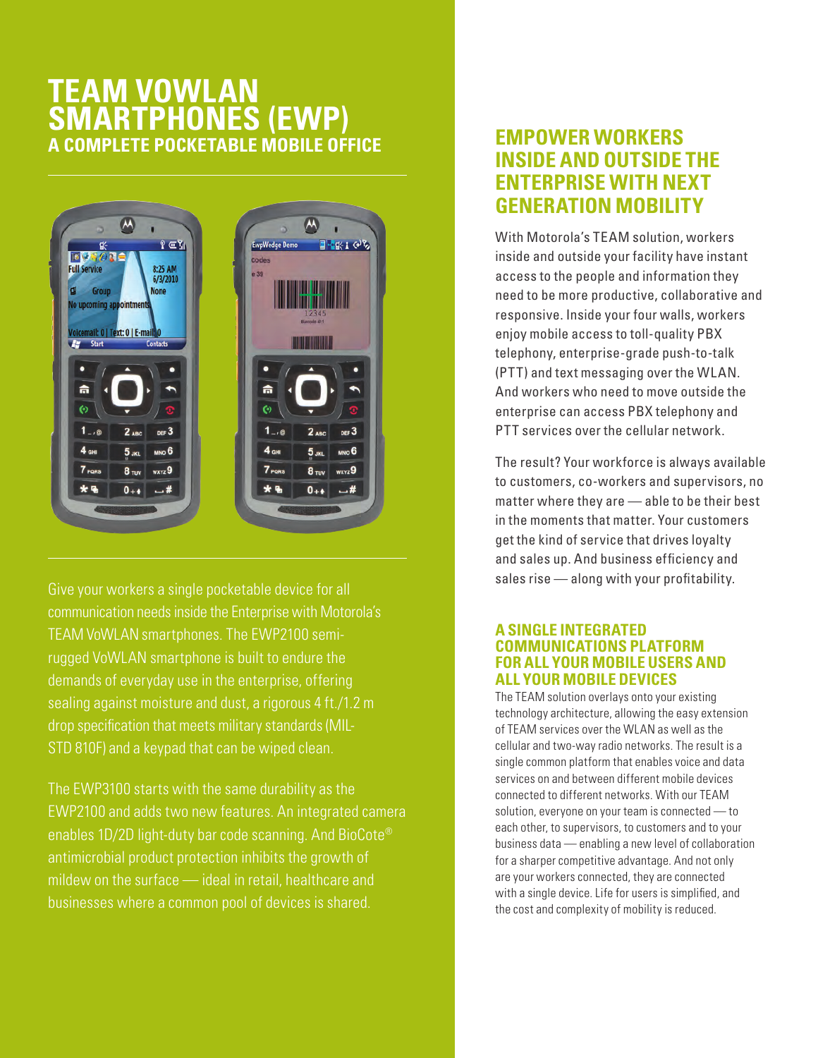# TEAM VOWLAN SMARTPHONES (EWP)

## A COMPLETE POCKETABLE MOBILE OFFICE

Give your workers a single pocketable device for all communication needs inside the Enterprise with Motorola's TEAM VoWLAN smartphones. The EWP2100 semi-rugged VoWLAN smartphone is built to endure the demands of everyday use in the enterprise, offering sealing against moisture and dust, a rigorous 4 ft./1.2 m drop specification that meets military standards (MIL-STD 810F) and a keypad that can be wiped clean.

The EWP3100 starts with the same durability as the EWP2100 and adds two new features. An integrated camera enables 1D/2D light-duty bar code scanning. And BioCote® antimicrobial product protection inhibits the growth of mildew on the surface — ideal in retail, healthcare and businesses where a common pool of devices is shared.

## EMPOWER WORKERS INSIDE AND OUTSIDE THE ENTERPRISE WITH NEXT GENERATION MOBILITY

With Motorola's TEAM solution, workers inside and outside your facility have instant access to the people and information they need to be more productive, collaborative and responsive. Inside your four walls, workers enjoy mobile access to toll-quality PBX telephony, enterprise-grade push-to-talk (PTT) and text messaging over the WLAN. And workers who need to move outside the enterprise can access PBX telephony and PTT services over the cellular network.

The result? Your workforce is always available to customers, co-workers and supervisors, no matter where they are — able to be their best in the moments that matter. Your customers get the kind of service that drives loyalty and sales up. And business efficiency and sales rise — along with your profitability.

### A SINGLE INTEGRATED COMMUNICATIONS PLATFORM FOR ALL YOUR MOBILE USERS AND ALL YOUR MOBILE DEVICES

The TEAM solution overlays onto your existing technology architecture, allowing the easy extension of TEAM services over the WLAN as well as the cellular and two-way radio networks. The result is a single common platform that enables voice and data services on and between different mobile devices connected to different networks. With our TEAM solution, everyone on your team is connected — to each other, to supervisors, to customers and to your business data — enabling a new level of collaboration for a sharper competitive advantage. And not only are your workers connected, they are connected with a single device. Life for users is simplified, and the cost and complexity of mobility is reduced.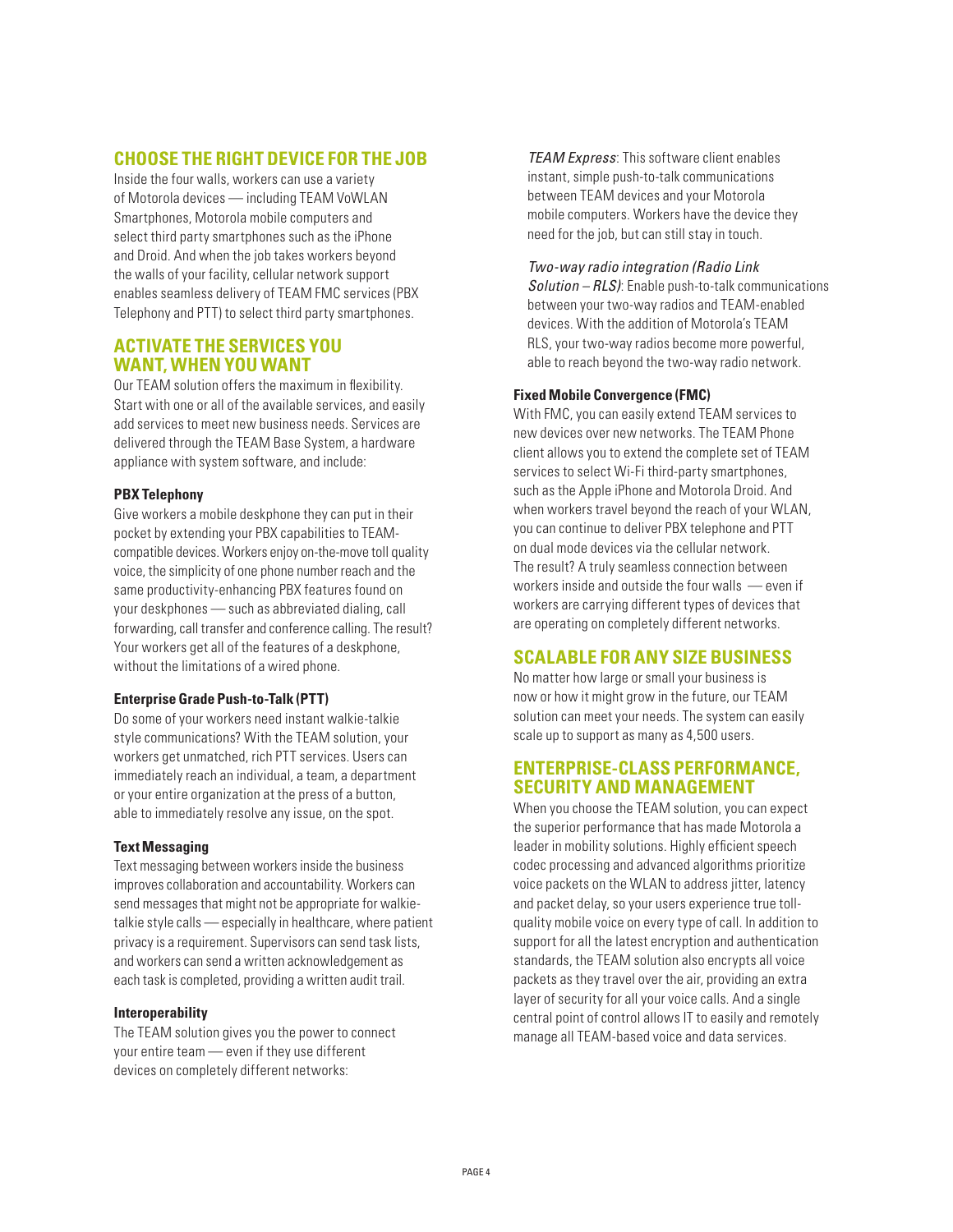## CHOOSE THE RIGHT DEVICE FOR THE JOB

Inside the four walls, workers can use a variety of Motorola devices — including TEAM VoWLAN Smartphones, Motorola mobile computers and select third party smartphones such as the iPhone and Droid. And when the job takes workers beyond the walls of your facility, cellular network support enables seamless delivery of TEAM FMC services (PBX Telephony and PTT) to select third party smartphones.

## ACTIVATE THE SERVICES YOU WANT, WHEN YOU WANT

Our TEAM solution offers the maximum in flexibility. Start with one or all of the available services, and easily add services to meet new business needs. Services are delivered through the TEAM Base System, a hardware appliance with system software, and include:

**PBX Telephony**

Give workers a mobile deskphone they can put in their pocket by extending your PBX capabilities to TEAM-compatible devices. Workers enjoy on-the-move toll quality voice, the simplicity of one phone number reach and the same productivity-enhancing PBX features found on your deskphones — such as abbreviated dialing, call forwarding, call transfer and conference calling. The result? Your workers get all of the features of a deskphone, without the limitations of a wired phone.

**Enterprise Grade Push-to-Talk (PTT)**

Do some of your workers need instant walkie-talkie style communications? With the TEAM solution, your workers get unmatched, rich PTT services. Users can immediately reach an individual, a team, a department or your entire organization at the press of a button, able to immediately resolve any issue, on the spot.

**Text Messaging**

Text messaging between workers inside the business improves collaboration and accountability. Workers can send messages that might not be appropriate for walkie-talkie style calls — especially in healthcare, where patient privacy is a requirement. Supervisors can send task lists, and workers can send a written acknowledgement as each task is completed, providing a written audit trail.

**Interoperability**

The TEAM solution gives you the power to connect your entire team — even if they use different devices on completely different networks:

*TEAM Express*: This software client enables instant, simple push-to-talk communications between TEAM devices and your Motorola mobile computers. Workers have the device they need for the job, but can still stay in touch.

*Two-way radio integration (Radio Link Solution – RLS)*: Enable push-to-talk communications between your two-way radios and TEAM-enabled devices. With the addition of Motorola's TEAM RLS, your two-way radios become more powerful, able to reach beyond the two-way radio network.

**Fixed Mobile Convergence (FMC)**

With FMC, you can easily extend TEAM services to new devices over new networks. The TEAM Phone client allows you to extend the complete set of TEAM services to select Wi-Fi third-party smartphones, such as the Apple iPhone and Motorola Droid. And when workers travel beyond the reach of your WLAN, you can continue to deliver PBX telephone and PTT on dual mode devices via the cellular network. The result? A truly seamless connection between workers inside and outside the four walls — even if workers are carrying different types of devices that are operating on completely different networks.

## SCALABLE FOR ANY SIZE BUSINESS

No matter how large or small your business is now or how it might grow in the future, our TEAM solution can meet your needs. The system can easily scale up to support as many as 4,500 users.

## ENTERPRISE-CLASS PERFORMANCE, SECURITY AND MANAGEMENT

When you choose the TEAM solution, you can expect the superior performance that has made Motorola a leader in mobility solutions. Highly efficient speech codec processing and advanced algorithms prioritize voice packets on the WLAN to address jitter, latency and packet delay, so your users experience true toll-quality mobile voice on every type of call. In addition to support for all the latest encryption and authentication standards, the TEAM solution also encrypts all voice packets as they travel over the air, providing an extra layer of security for all your voice calls. And a single central point of control allows IT to easily and remotely manage all TEAM-based voice and data services.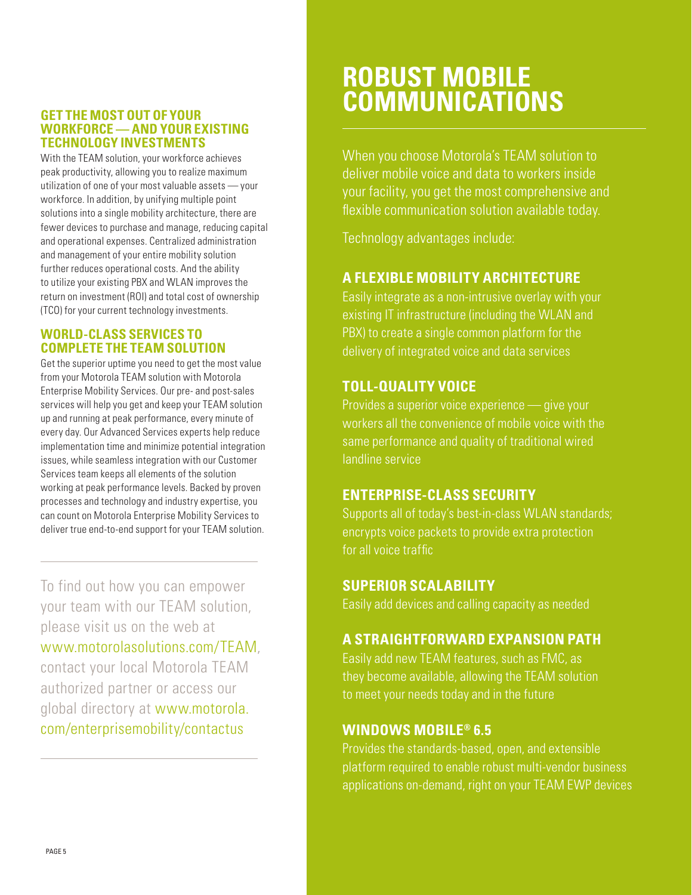## GET THE MOST OUT OF YOUR WORKFORCE — AND YOUR EXISTING TECHNOLOGY INVESTMENTS

With the TEAM solution, your workforce achieves peak productivity, allowing you to realize maximum utilization of one of your most valuable assets — your workforce. In addition, by unifying multiple point solutions into a single mobility architecture, there are fewer devices to purchase and manage, reducing capital and operational expenses. Centralized administration and management of your entire mobility solution further reduces operational costs. And the ability to utilize your existing PBX and WLAN improves the return on investment (ROI) and total cost of ownership (TCO) for your current technology investments.

## WORLD-CLASS SERVICES TO COMPLETE THE TEAM SOLUTION

Get the superior uptime you need to get the most value from your Motorola TEAM solution with Motorola Enterprise Mobility Services. Our pre- and post-sales services will help you get and keep your TEAM solution up and running at peak performance, every minute of every day. Our Advanced Services experts help reduce implementation time and minimize potential integration issues, while seamless integration with our Customer Services team keeps all elements of the solution working at peak performance levels. Backed by proven processes and technology and industry expertise, you can count on Motorola Enterprise Mobility Services to deliver true end-to-end support for your TEAM solution.

---

To find out how you can empower your team with our TEAM solution, please visit us on the web at www.motorolasolutions.com/TEAM, contact your local Motorola TEAM authorized partner or access our global directory at www.motorola.com/enterprisemobility/contactus

---

# ROBUST MOBILE COMMUNICATIONS

When you choose Motorola's TEAM solution to deliver mobile voice and data to workers inside your facility, you get the most comprehensive and flexible communication solution available today.

Technology advantages include:

### A FLEXIBLE MOBILITY ARCHITECTURE

Easily integrate as a non-intrusive overlay with your existing IT infrastructure (including the WLAN and PBX) to create a single common platform for the delivery of integrated voice and data services

### TOLL-QUALITY VOICE

Provides a superior voice experience — give your workers all the convenience of mobile voice with the same performance and quality of traditional wired landline service

### ENTERPRISE-CLASS SECURITY

Supports all of today's best-in-class WLAN standards; encrypts voice packets to provide extra protection for all voice traffic

### SUPERIOR SCALABILITY

Easily add devices and calling capacity as needed

### A STRAIGHTFORWARD EXPANSION PATH

Easily add new TEAM features, such as FMC, as they become available, allowing the TEAM solution to meet your needs today and in the future

### WINDOWS MOBILE® 6.5

Provides the standards-based, open, and extensible platform required to enable robust multi-vendor business applications on-demand, right on your TEAM EWP devices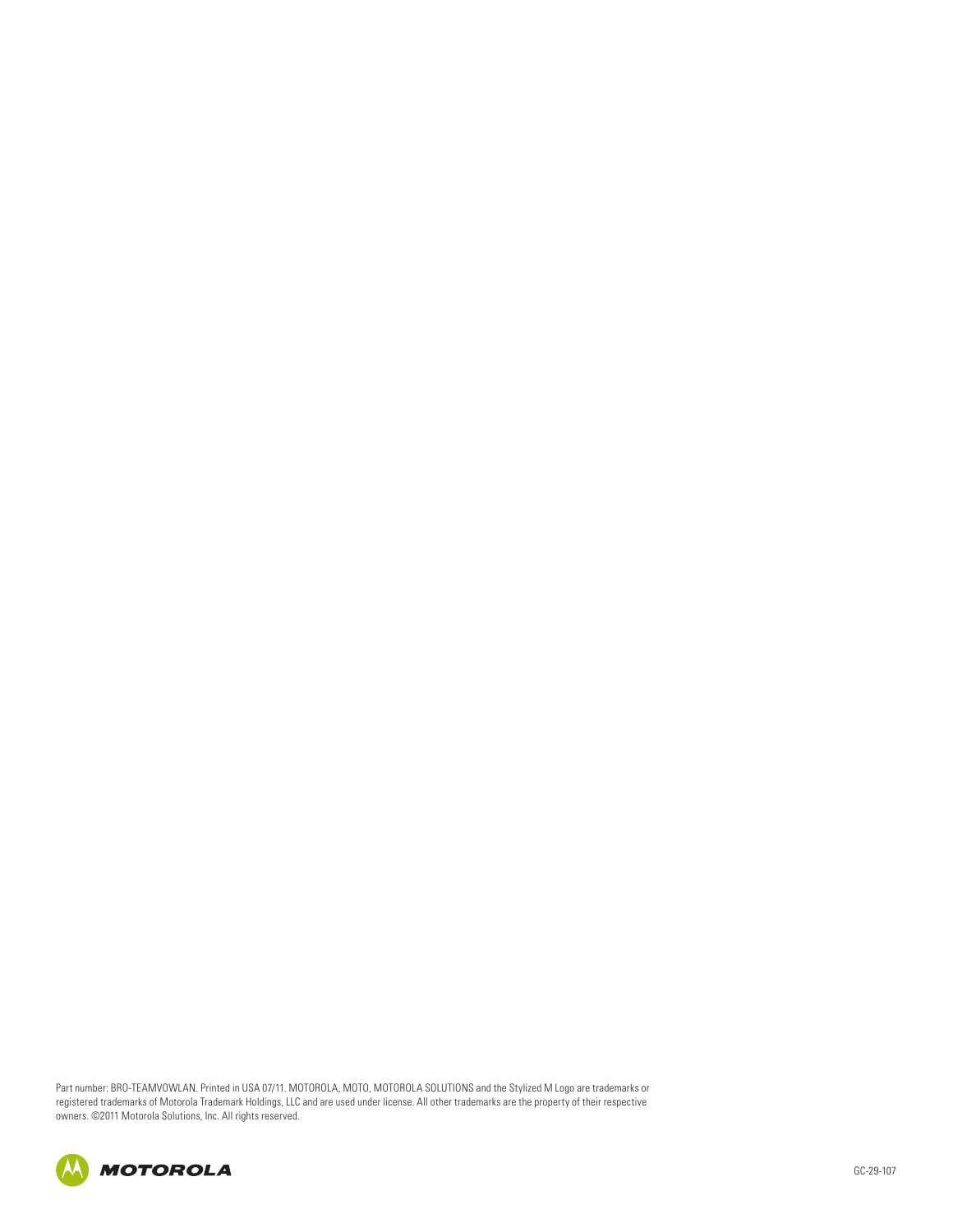Part number: BRO-TEAMVOWLAN. Printed in USA 07/11. MOTOROLA, MOTO, MOTOROLA SOLUTIONS and the Stylized M Logo are trademarks or registered trademarks of Motorola Trademark Holdings, LLC and are used under license. All other trademarks are the property of their respective owners. ©2011 Motorola Solutions, Inc. All rights reserved.

MOTOROLA

GC-29-107